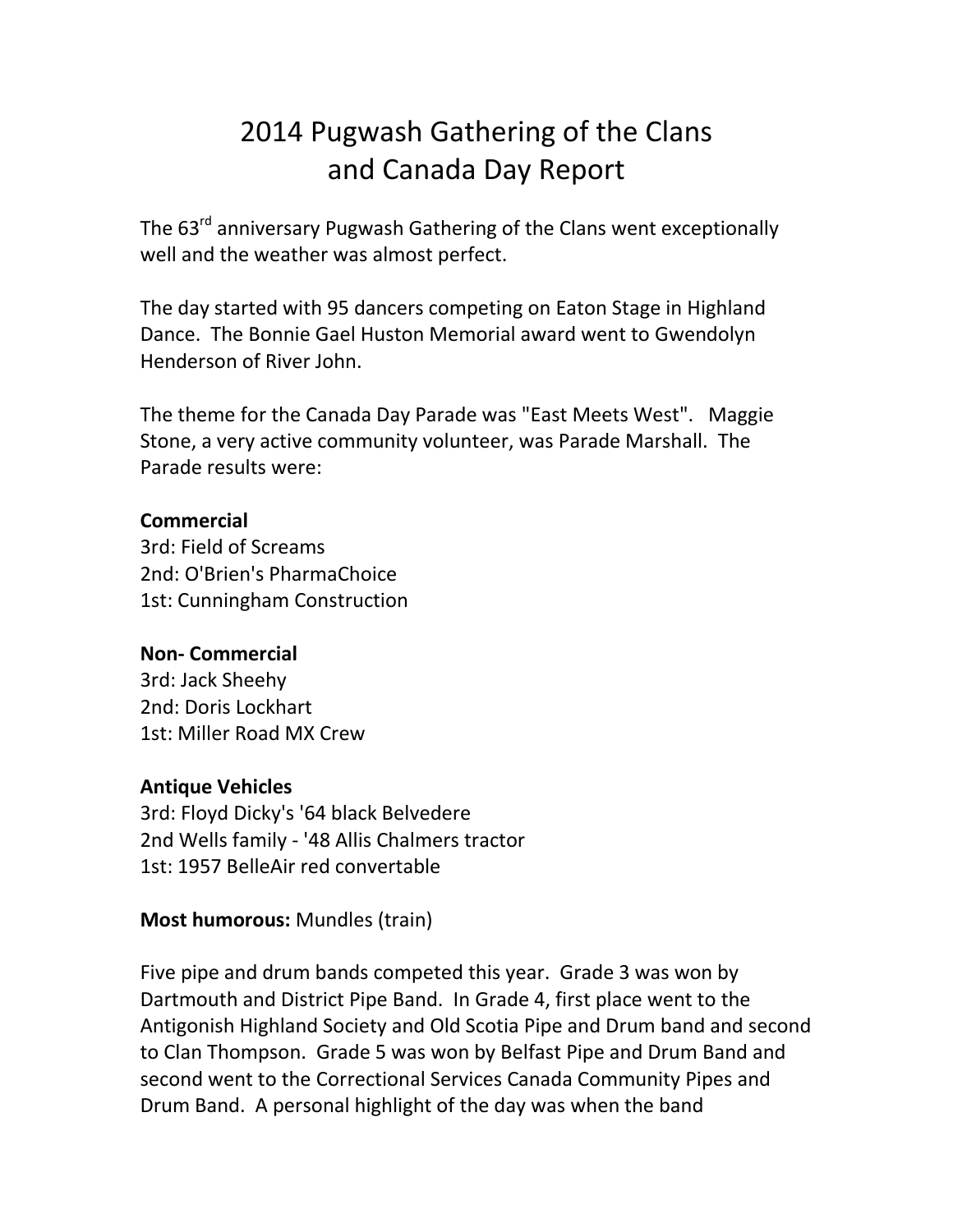# 2014 Pugwash Gathering of the Clans and Canada Day Report

The 63rd anniversary Pugwash Gathering of the Clans went exceptionally well and the weather was almost perfect.

The day started with 95 dancers competing on Eaton Stage in Highland Dance. The Bonnie Gael Huston Memorial award went to Gwendolyn Henderson of River John.

The theme for the Canada Day Parade was "East Meets West". Maggie Stone, a very active community volunteer, was Parade Marshall. The Parade results were:

**Commercial**
3rd: Field of Screams
2nd: O'Brien's PharmaChoice
1st: Cunningham Construction

**Non- Commercial**
3rd: Jack Sheehy
2nd: Doris Lockhart
1st: Miller Road MX Crew

**Antique Vehicles**
3rd: Floyd Dicky's '64 black Belvedere
2nd Wells family - '48 Allis Chalmers tractor
1st: 1957 BelleAir red convertable

**Most humorous:** Mundles (train)

Five pipe and drum bands competed this year. Grade 3 was won by Dartmouth and District Pipe Band. In Grade 4, first place went to the Antigonish Highland Society and Old Scotia Pipe and Drum band and second to Clan Thompson. Grade 5 was won by Belfast Pipe and Drum Band and second went to the Correctional Services Canada Community Pipes and Drum Band. A personal highlight of the day was when the band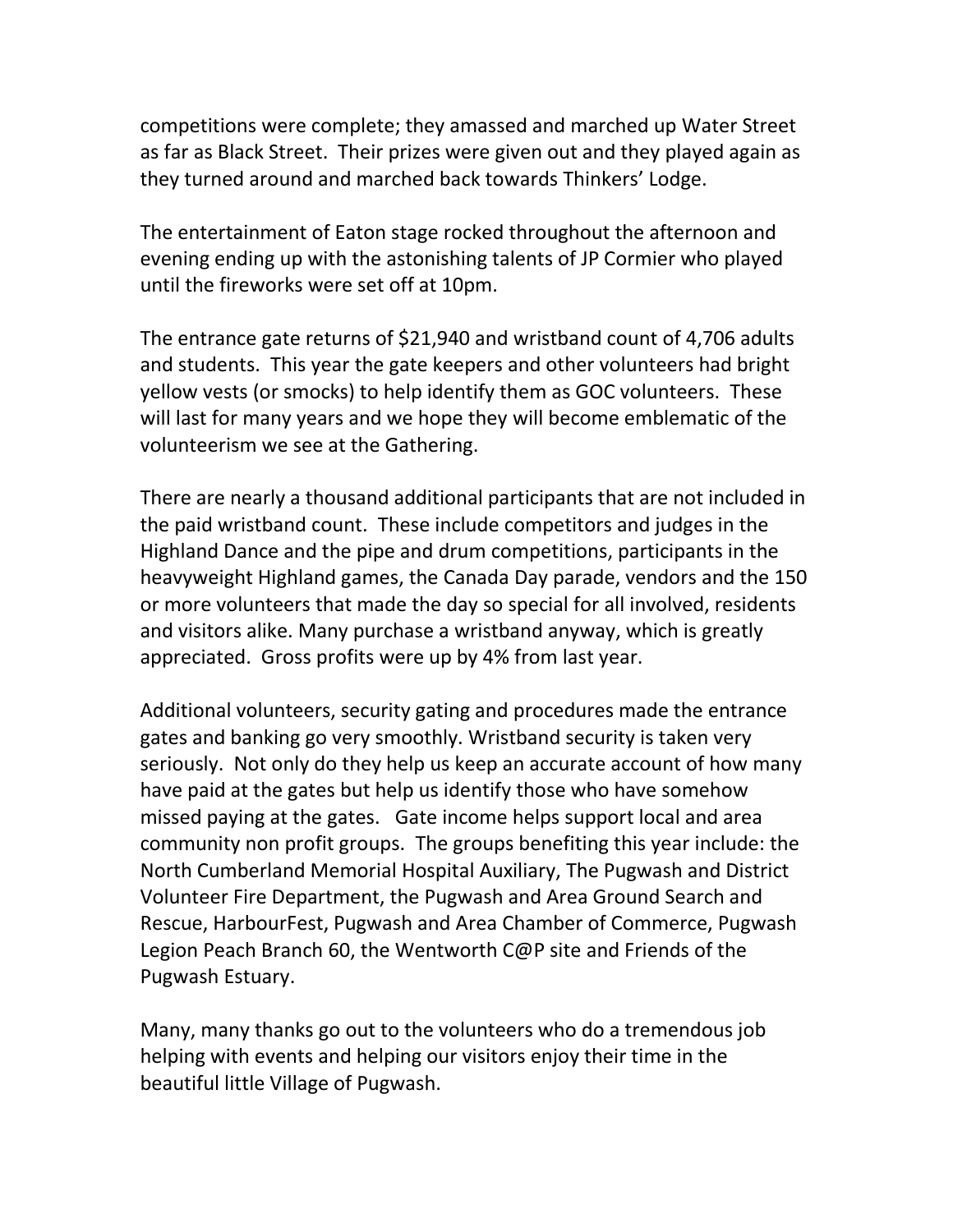competitions were complete; they amassed and marched up Water Street as far as Black Street. Their prizes were given out and they played again as they turned around and marched back towards Thinkers' Lodge.

The entertainment of Eaton stage rocked throughout the afternoon and evening ending up with the astonishing talents of JP Cormier who played until the fireworks were set off at 10pm.

The entrance gate returns of $21,940 and wristband count of 4,706 adults and students. This year the gate keepers and other volunteers had bright yellow vests (or smocks) to help identify them as GOC volunteers. These will last for many years and we hope they will become emblematic of the volunteerism we see at the Gathering.

There are nearly a thousand additional participants that are not included in the paid wristband count. These include competitors and judges in the Highland Dance and the pipe and drum competitions, participants in the heavyweight Highland games, the Canada Day parade, vendors and the 150 or more volunteers that made the day so special for all involved, residents and visitors alike. Many purchase a wristband anyway, which is greatly appreciated. Gross profits were up by 4% from last year.

Additional volunteers, security gating and procedures made the entrance gates and banking go very smoothly. Wristband security is taken very seriously. Not only do they help us keep an accurate account of how many have paid at the gates but help us identify those who have somehow missed paying at the gates. Gate income helps support local and area community non profit groups. The groups benefiting this year include: the North Cumberland Memorial Hospital Auxiliary, The Pugwash and District Volunteer Fire Department, the Pugwash and Area Ground Search and Rescue, HarbourFest, Pugwash and Area Chamber of Commerce, Pugwash Legion Peach Branch 60, the Wentworth C@P site and Friends of the Pugwash Estuary.

Many, many thanks go out to the volunteers who do a tremendous job helping with events and helping our visitors enjoy their time in the beautiful little Village of Pugwash.